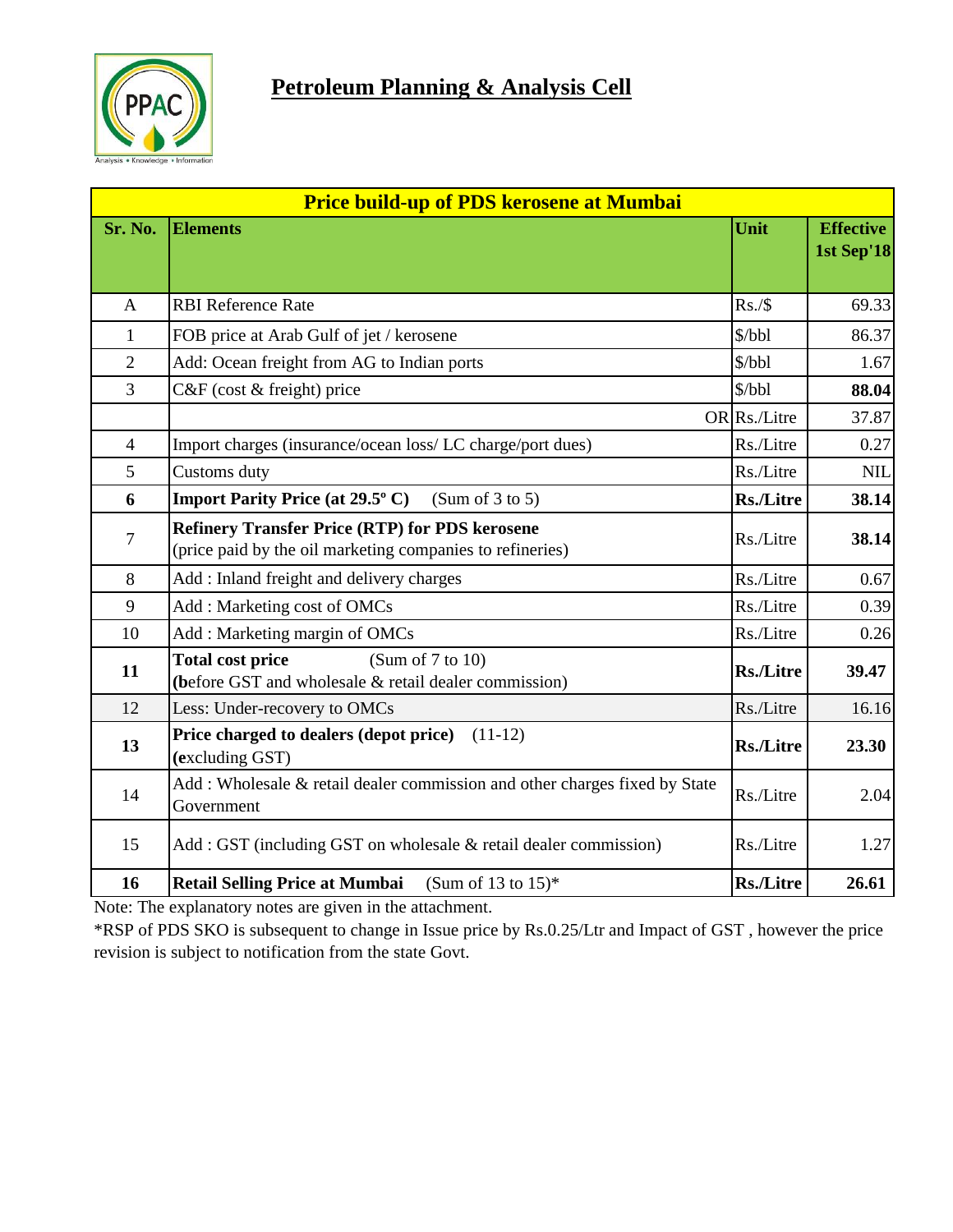# Petroleum Planning & Analysis Cell

| Price build-up of PDS kerosene at Mumbai | | | |
|---|---|---|---|
| **Sr. No.** | **Elements** | **Unit** | **Effective 1st Sep'18** |
| A | RBI Reference Rate | Rs./$ | 69.33 |
| 1 | FOB price at Arab Gulf of jet / kerosene | $/bbl | 86.37 |
| 2 | Add: Ocean freight from AG to Indian ports | $/bbl | 1.67 |
| 3 | C&F (cost & freight) price | $/bbl | **88.04** |
| | OR | Rs./Litre | 37.87 |
| 4 | Import charges (insurance/ocean loss/ LC charge/port dues) | Rs./Litre | 0.27 |
| 5 | Customs duty | Rs./Litre | NIL |
| **6** | **Import Parity Price (at 29.5º C)** (Sum of 3 to 5) | **Rs./Litre** | **38.14** |
| 7 | **Refinery Transfer Price (RTP) for PDS kerosene** (price paid by the oil marketing companies to refineries) | Rs./Litre | **38.14** |
| 8 | Add : Inland freight and delivery charges | Rs./Litre | 0.67 |
| 9 | Add : Marketing cost of OMCs | Rs./Litre | 0.39 |
| 10 | Add : Marketing margin of OMCs | Rs./Litre | 0.26 |
| **11** | **Total cost price** (Sum of 7 to 10) (**b**efore GST and wholesale & retail dealer commission) | **Rs./Litre** | **39.47** |
| 12 | Less: Under-recovery to OMCs | Rs./Litre | 16.16 |
| **13** | **Price charged to dealers (depot price)** (11-12) (**e**xcluding GST) | **Rs./Litre** | **23.30** |
| 14 | Add : Wholesale & retail dealer commission and other charges fixed by State Government | Rs./Litre | 2.04 |
| 15 | Add : GST (including GST on wholesale & retail dealer commission) | Rs./Litre | 1.27 |
| **16** | **Retail Selling Price at Mumbai** (Sum of 13 to 15)* | **Rs./Litre** | **26.61** |

Note: The explanatory notes are given in the attachment.

*RSP of PDS SKO is subsequent to change in Issue price by Rs.0.25/Ltr and Impact of GST , however the price revision is subject to notification from the state Govt.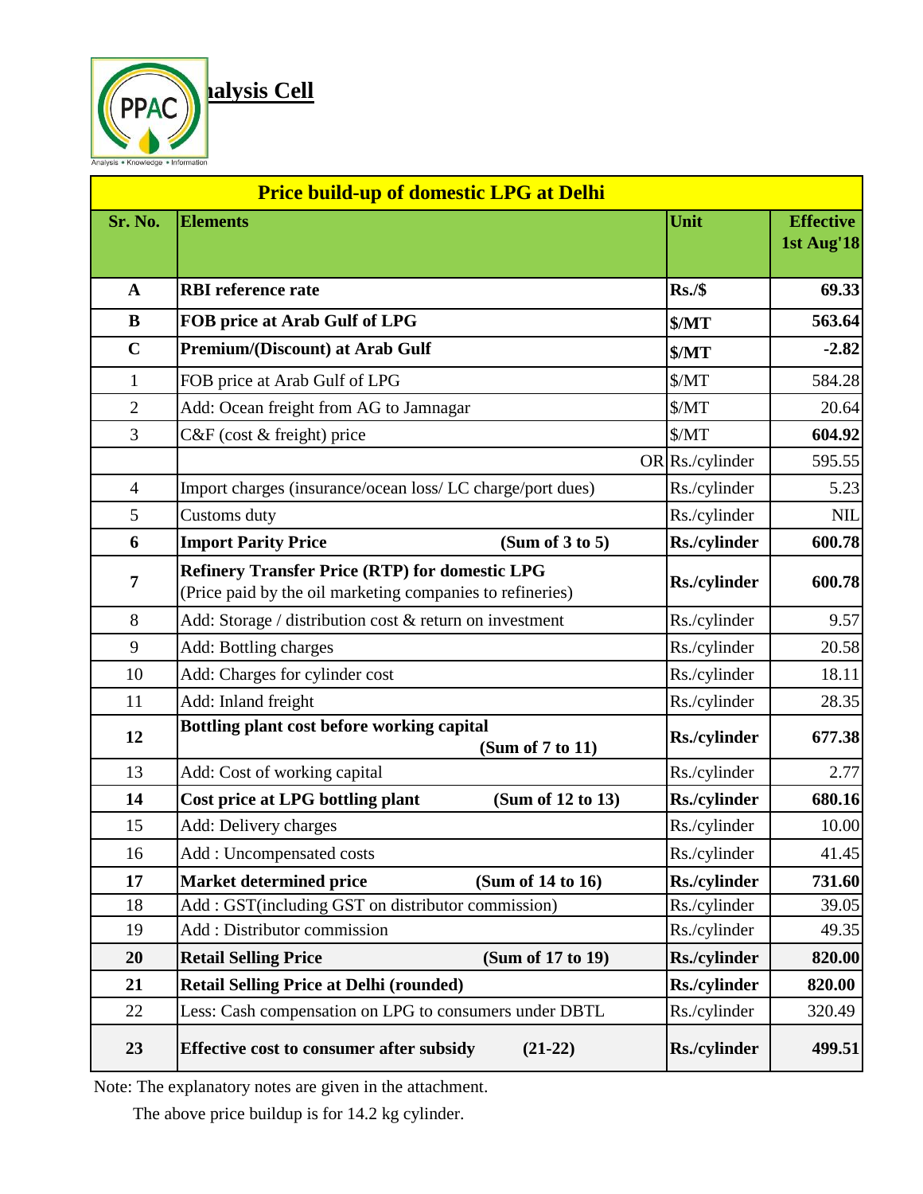# Analysis Cell

| Price build-up of domestic LPG at Delhi | | | |
|---|---|---|---|
| **Sr. No.** | **Elements** | **Unit** | **Effective 1st Aug'18** |
| **A** | **RBI reference rate** | **Rs./$** | **69.33** |
| **B** | **FOB price at Arab Gulf of LPG** | **$/MT** | **563.64** |
| **C** | **Premium/(Discount) at Arab Gulf** | **$/MT** | **-2.82** |
| 1 | FOB price at Arab Gulf of LPG | $/MT | 584.28 |
| 2 | Add: Ocean freight from AG to Jamnagar | $/MT | 20.64 |
| 3 | C&F (cost & freight) price | $/MT | **604.92** |
| | OR | Rs./cylinder | 595.55 |
| 4 | Import charges (insurance/ocean loss/ LC charge/port dues) | Rs./cylinder | 5.23 |
| 5 | Customs duty | Rs./cylinder | NIL |
| **6** | **Import Parity Price (Sum of 3 to 5)** | **Rs./cylinder** | **600.78** |
| **7** | **Refinery Transfer Price (RTP) for domestic LPG** (Price paid by the oil marketing companies to refineries) | **Rs./cylinder** | **600.78** |
| 8 | Add: Storage / distribution cost & return on investment | Rs./cylinder | 9.57 |
| 9 | Add: Bottling charges | Rs./cylinder | 20.58 |
| 10 | Add: Charges for cylinder cost | Rs./cylinder | 18.11 |
| 11 | Add: Inland freight | Rs./cylinder | 28.35 |
| **12** | **Bottling plant cost before working capital (Sum of 7 to 11)** | **Rs./cylinder** | **677.38** |
| 13 | Add: Cost of working capital | Rs./cylinder | 2.77 |
| **14** | **Cost price at LPG bottling plant (Sum of 12 to 13)** | **Rs./cylinder** | **680.16** |
| 15 | Add: Delivery charges | Rs./cylinder | 10.00 |
| 16 | Add : Uncompensated costs | Rs./cylinder | 41.45 |
| **17** | **Market determined price (Sum of 14 to 16)** | **Rs./cylinder** | **731.60** |
| 18 | Add : GST(including GST on distributor commission) | Rs./cylinder | 39.05 |
| 19 | Add : Distributor commission | Rs./cylinder | 49.35 |
| **20** | **Retail Selling Price (Sum of 17 to 19)** | **Rs./cylinder** | **820.00** |
| **21** | **Retail Selling Price at Delhi (rounded)** | **Rs./cylinder** | **820.00** |
| 22 | Less: Cash compensation on LPG to consumers under DBTL | Rs./cylinder | 320.49 |
| **23** | **Effective cost to consumer after subsidy (21-22)** | **Rs./cylinder** | **499.51** |

Note: The explanatory notes are given in the attachment.

The above price buildup is for 14.2 kg cylinder.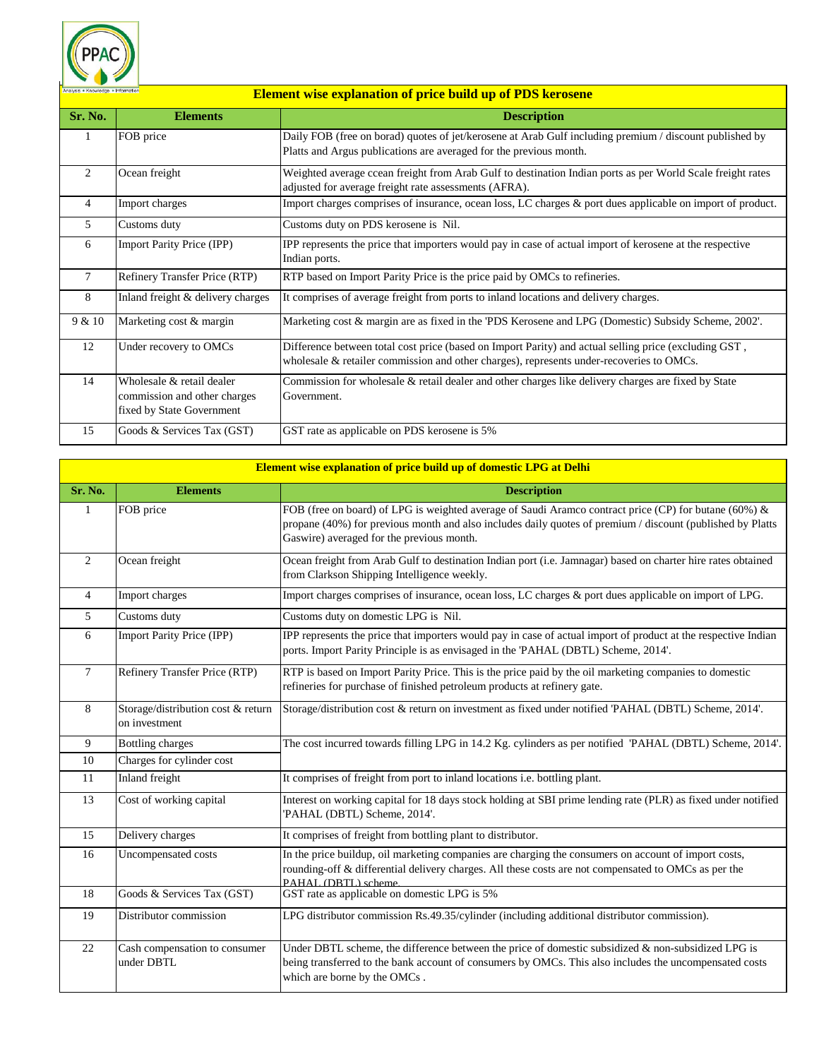## Element wise explanation of price build up of PDS kerosene

| Sr. No. | Elements | Description |
|---|---|---|
| 1 | FOB price | Daily FOB (free on borad) quotes of jet/kerosene at Arab Gulf including premium / discount published by Platts and Argus publications are averaged for the previous month. |
| 2 | Ocean freight | Weighted average ccean freight from Arab Gulf to destination Indian ports as per World Scale freight rates adjusted for average freight rate assessments (AFRA). |
| 4 | Import charges | Import charges comprises of insurance, ocean loss, LC charges & port dues applicable on import of product. |
| 5 | Customs duty | Customs duty on PDS kerosene is Nil. |
| 6 | Import Parity Price (IPP) | IPP represents the price that importers would pay in case of actual import of kerosene at the respective Indian ports. |
| 7 | Refinery Transfer Price (RTP) | RTP based on Import Parity Price is the price paid by OMCs to refineries. |
| 8 | Inland freight & delivery charges | It comprises of average freight from ports to inland locations and delivery charges. |
| 9 & 10 | Marketing cost & margin | Marketing cost & margin are as fixed in the 'PDS Kerosene and LPG (Domestic) Subsidy Scheme, 2002'. |
| 12 | Under recovery to OMCs | Difference between total cost price (based on Import Parity) and actual selling price (excluding GST , wholesale & retailer commission and other charges), represents under-recoveries to OMCs. |
| 14 | Wholesale & retail dealer commission and other charges fixed by State Government | Commission for wholesale & retail dealer and other charges like delivery charges are fixed by State Government. |
| 15 | Goods & Services Tax (GST) | GST rate as applicable on PDS kerosene is 5% |

## Element wise explanation of price build up of domestic LPG at Delhi

| Sr. No. | Elements | Description |
|---|---|---|
| 1 | FOB price | FOB (free on board) of LPG is weighted average of Saudi Aramco contract price (CP) for butane (60%) & propane (40%) for previous month and also includes daily quotes of premium / discount (published by Platts Gaswire) averaged for the previous month. |
| 2 | Ocean freight | Ocean freight from Arab Gulf to destination Indian port (i.e. Jamnagar) based on charter hire rates obtained from Clarkson Shipping Intelligence weekly. |
| 4 | Import charges | Import charges comprises of insurance, ocean loss, LC charges & port dues applicable on import of LPG. |
| 5 | Customs duty | Customs duty on domestic LPG is Nil. |
| 6 | Import Parity Price (IPP) | IPP represents the price that importers would pay in case of actual import of product at the respective Indian ports. Import Parity Principle is as envisaged in the 'PAHAL (DBTL) Scheme, 2014'. |
| 7 | Refinery Transfer Price (RTP) | RTP is based on Import Parity Price. This is the price paid by the oil marketing companies to domestic refineries for purchase of finished petroleum products at refinery gate. |
| 8 | Storage/distribution cost & return on investment | Storage/distribution cost & return on investment as fixed under notified 'PAHAL (DBTL) Scheme, 2014'. |
| 9 | Bottling charges | The cost incurred towards filling LPG in 14.2 Kg. cylinders as per notified 'PAHAL (DBTL) Scheme, 2014'. |
| 10 | Charges for cylinder cost | |
| 11 | Inland freight | It comprises of freight from port to inland locations i.e. bottling plant. |
| 13 | Cost of working capital | Interest on working capital for 18 days stock holding at SBI prime lending rate (PLR) as fixed under notified 'PAHAL (DBTL) Scheme, 2014'. |
| 15 | Delivery charges | It comprises of freight from bottling plant to distributor. |
| 16 | Uncompensated costs | In the price buildup, oil marketing companies are charging the consumers on account of import costs, rounding-off & differential delivery charges. All these costs are not compensated to OMCs as per the PAHAL (DBTL) scheme. |
| 18 | Goods & Services Tax (GST) | GST rate as applicable on domestic LPG is 5% |
| 19 | Distributor commission | LPG distributor commission Rs.49.35/cylinder (including additional distributor commission). |
| 22 | Cash compensation to consumer under DBTL | Under DBTL scheme, the difference between the price of domestic subsidized & non-subsidized LPG is being transferred to the bank account of consumers by OMCs. This also includes the uncompensated costs which are borne by the OMCs . |